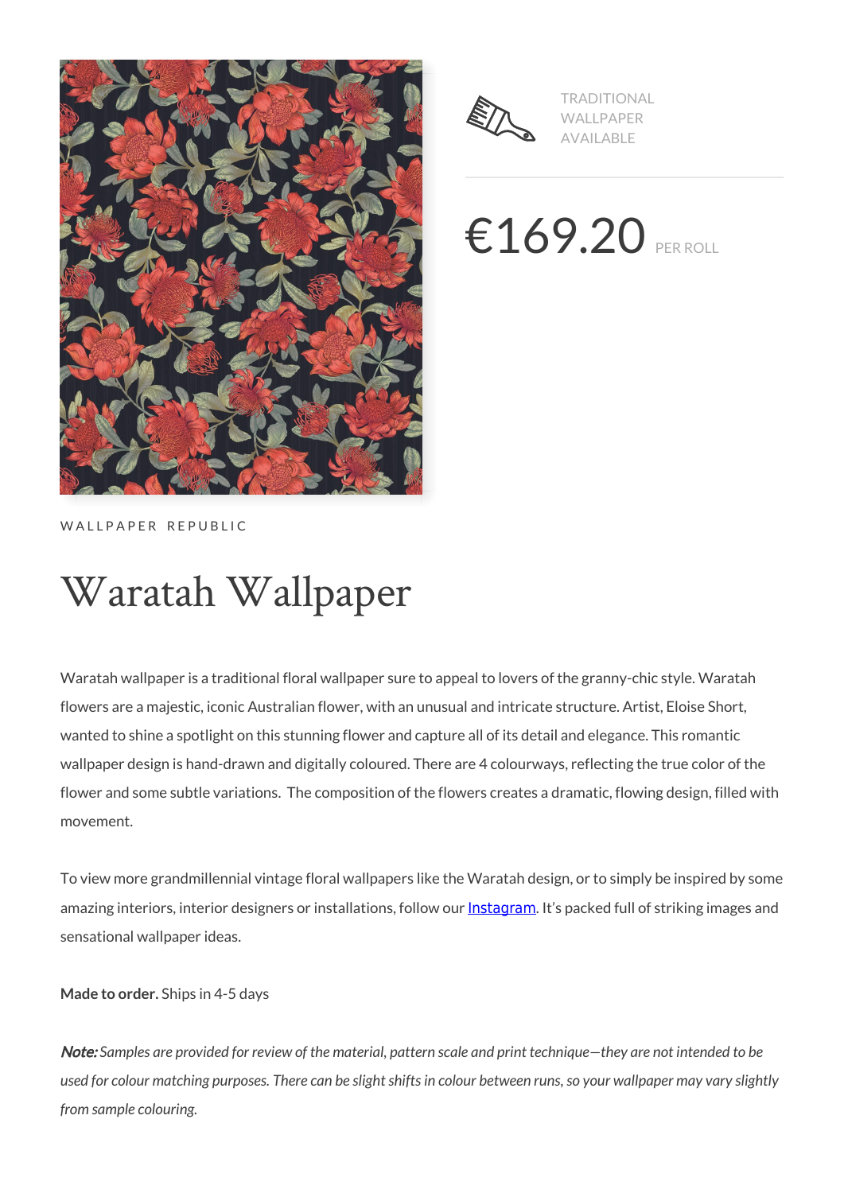TRADITIONAL WALLPAPER AVAILABLE

€169.20 PER ROLL

WALLPAPER REPUBLIC

# Waratah Wallpaper

Waratah wallpaper is a traditional floral wallpaper sure to appeal to lovers of the granny-chic style. Waratah flowers are a majestic, iconic Australian flower, with an unusual and intricate structure. Artist, Eloise Short, wanted to shine a spotlight on this stunning flower and capture all of its detail and elegance. This romantic wallpaper design is hand-drawn and digitally coloured. There are 4 colourways, reflecting the true color of the flower and some subtle variations. The composition of the flowers creates a dramatic, flowing design, filled with movement.

To view more grandmillennial vintage floral wallpapers like the Waratah design, or to simply be inspired by some amazing interiors, interior designers or installations, follow our Instagram. It's packed full of striking images and sensational wallpaper ideas.

**Made to order.** Ships in 4-5 days

***Note:*** *Samples are provided for review of the material, pattern scale and print technique—they are not intended to be used for colour matching purposes. There can be slight shifts in colour between runs, so your wallpaper may vary slightly from sample colouring.*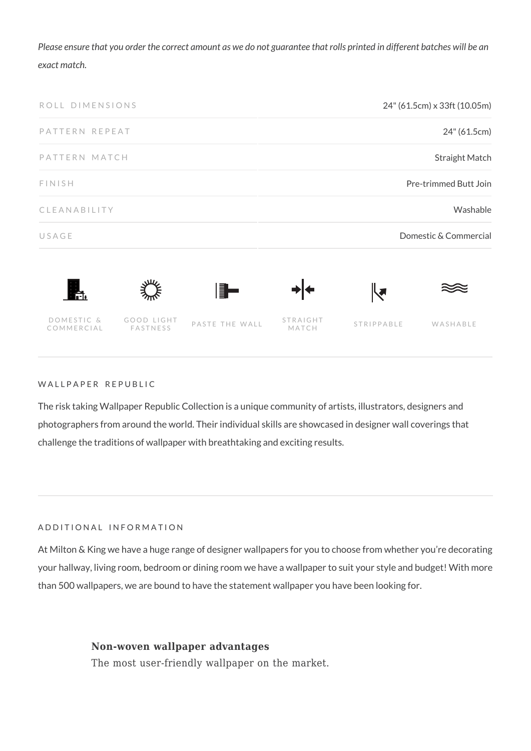*Please ensure that you order the correct amount as we do not guarantee that rolls printed in different batches will be an exact match.*

| | |
|---|---|
| ROLL DIMENSIONS | 24" (61.5cm) x 33ft (10.05m) |
| PATTERN REPEAT | 24" (61.5cm) |
| PATTERN MATCH | Straight Match |
| FINISH | Pre-trimmed Butt Join |
| CLEANABILITY | Washable |
| USAGE | Domestic & Commercial |

DOMESTIC & COMMERCIAL | GOOD LIGHT FASTNESS | PASTE THE WALL | STRAIGHT MATCH | STRIPPABLE | WASHABLE

## WALLPAPER REPUBLIC

The risk taking Wallpaper Republic Collection is a unique community of artists, illustrators, designers and photographers from around the world. Their individual skills are showcased in designer wall coverings that challenge the traditions of wallpaper with breathtaking and exciting results.

## ADDITIONAL INFORMATION

At Milton & King we have a huge range of designer wallpapers for you to choose from whether you're decorating your hallway, living room, bedroom or dining room we have a wallpaper to suit your style and budget! With more than 500 wallpapers, we are bound to have the statement wallpaper you have been looking for.

**Non-woven wallpaper advantages**

The most user-friendly wallpaper on the market.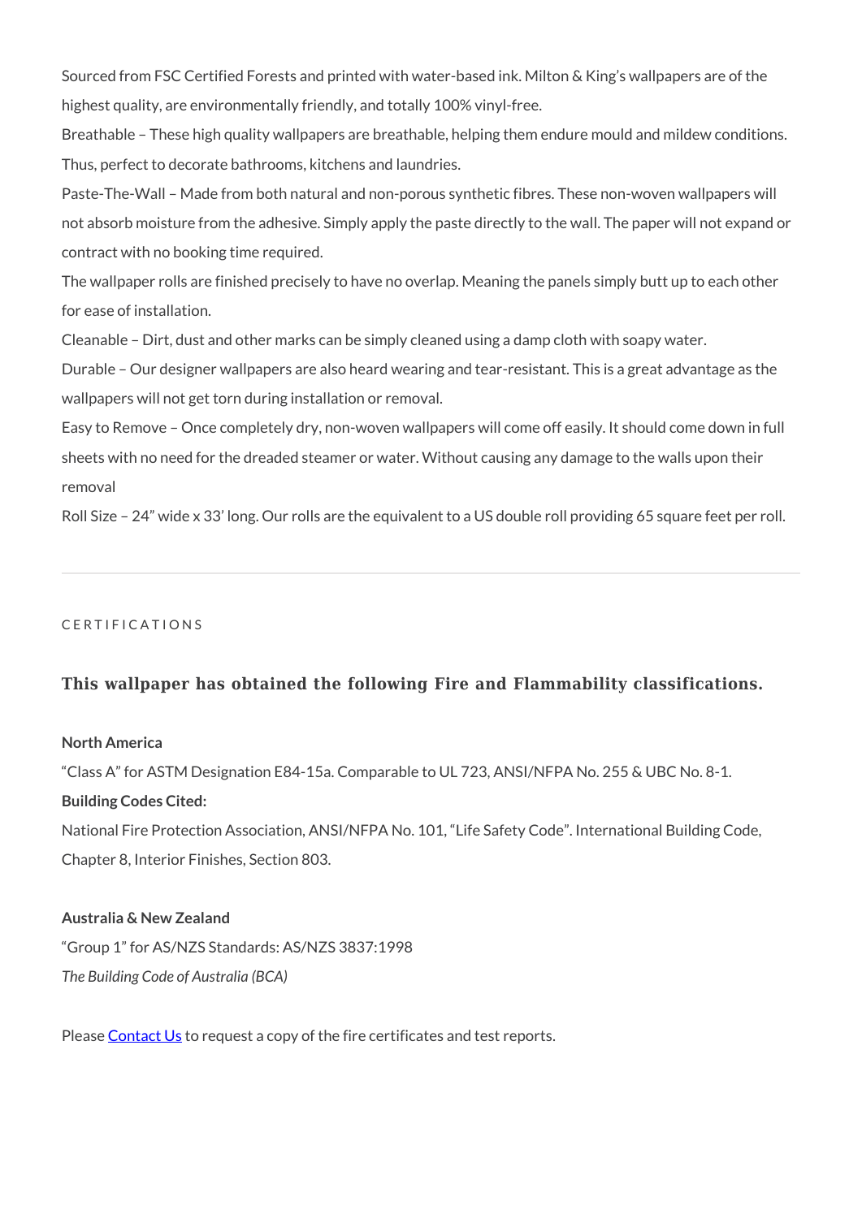Sourced from FSC Certified Forests and printed with water-based ink. Milton & King's wallpapers are of the highest quality, are environmentally friendly, and totally 100% vinyl-free.

Breathable – These high quality wallpapers are breathable, helping them endure mould and mildew conditions. Thus, perfect to decorate bathrooms, kitchens and laundries.

Paste-The-Wall – Made from both natural and non-porous synthetic fibres. These non-woven wallpapers will not absorb moisture from the adhesive. Simply apply the paste directly to the wall. The paper will not expand or contract with no booking time required.

The wallpaper rolls are finished precisely to have no overlap. Meaning the panels simply butt up to each other for ease of installation.

Cleanable – Dirt, dust and other marks can be simply cleaned using a damp cloth with soapy water.

Durable – Our designer wallpapers are also heard wearing and tear-resistant. This is a great advantage as the wallpapers will not get torn during installation or removal.

Easy to Remove – Once completely dry, non-woven wallpapers will come off easily. It should come down in full sheets with no need for the dreaded steamer or water. Without causing any damage to the walls upon their removal

Roll Size – 24" wide x 33' long. Our rolls are the equivalent to a US double roll providing 65 square feet per roll.

---

CERTIFICATIONS

### This wallpaper has obtained the following Fire and Flammability classifications.

**North America**

"Class A" for ASTM Designation E84-15a. Comparable to UL 723, ANSI/NFPA No. 255 & UBC No. 8-1.

**Building Codes Cited:**

National Fire Protection Association, ANSI/NFPA No. 101, "Life Safety Code". International Building Code, Chapter 8, Interior Finishes, Section 803.

**Australia & New Zealand**

"Group 1" for AS/NZS Standards: AS/NZS 3837:1998

*The Building Code of Australia (BCA)*

Please Contact Us to request a copy of the fire certificates and test reports.